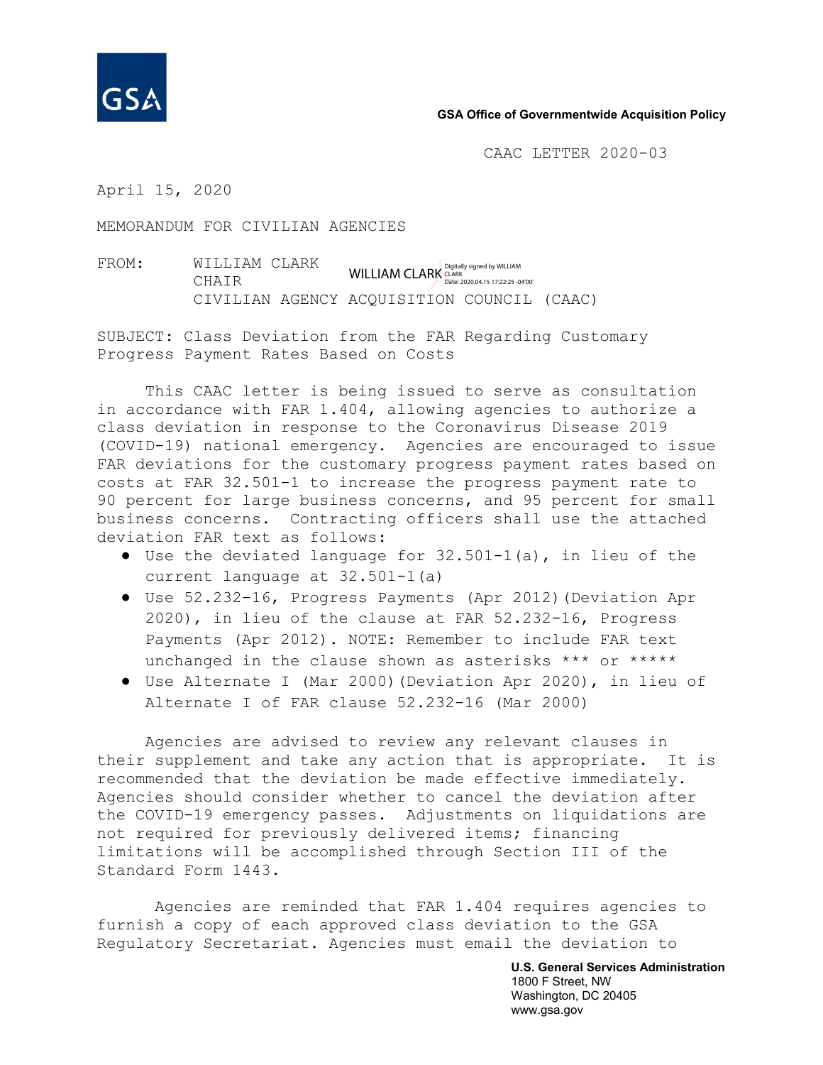GSA

**GSA Office of Governmentwide Acquisition Policy**

CAAC LETTER 2020-03

April 15, 2020

MEMORANDUM FOR CIVILIAN AGENCIES

FROM: WILLIAM CLARK
CHAIR
CIVILIAN AGENCY ACQUISITION COUNCIL (CAAC)

WILLIAM CLARK Digitally signed by WILLIAM CLARK Date: 2020.04.15 17:22:25 -04'00'

SUBJECT: Class Deviation from the FAR Regarding Customary Progress Payment Rates Based on Costs

This CAAC letter is being issued to serve as consultation in accordance with FAR 1.404, allowing agencies to authorize a class deviation in response to the Coronavirus Disease 2019 (COVID-19) national emergency. Agencies are encouraged to issue FAR deviations for the customary progress payment rates based on costs at FAR 32.501-1 to increase the progress payment rate to 90 percent for large business concerns, and 95 percent for small business concerns. Contracting officers shall use the attached deviation FAR text as follows:

- Use the deviated language for 32.501-1(a), in lieu of the current language at 32.501-1(a)
- Use 52.232-16, Progress Payments (Apr 2012)(Deviation Apr 2020), in lieu of the clause at FAR 52.232-16, Progress Payments (Apr 2012). NOTE: Remember to include FAR text unchanged in the clause shown as asterisks *** or *****
- Use Alternate I (Mar 2000)(Deviation Apr 2020), in lieu of Alternate I of FAR clause 52.232-16 (Mar 2000)

Agencies are advised to review any relevant clauses in their supplement and take any action that is appropriate. It is recommended that the deviation be made effective immediately. Agencies should consider whether to cancel the deviation after the COVID-19 emergency passes. Adjustments on liquidations are not required for previously delivered items; financing limitations will be accomplished through Section III of the Standard Form 1443.

Agencies are reminded that FAR 1.404 requires agencies to furnish a copy of each approved class deviation to the GSA Regulatory Secretariat. Agencies must email the deviation to

**U.S. General Services Administration**
1800 F Street, NW
Washington, DC 20405
www.gsa.gov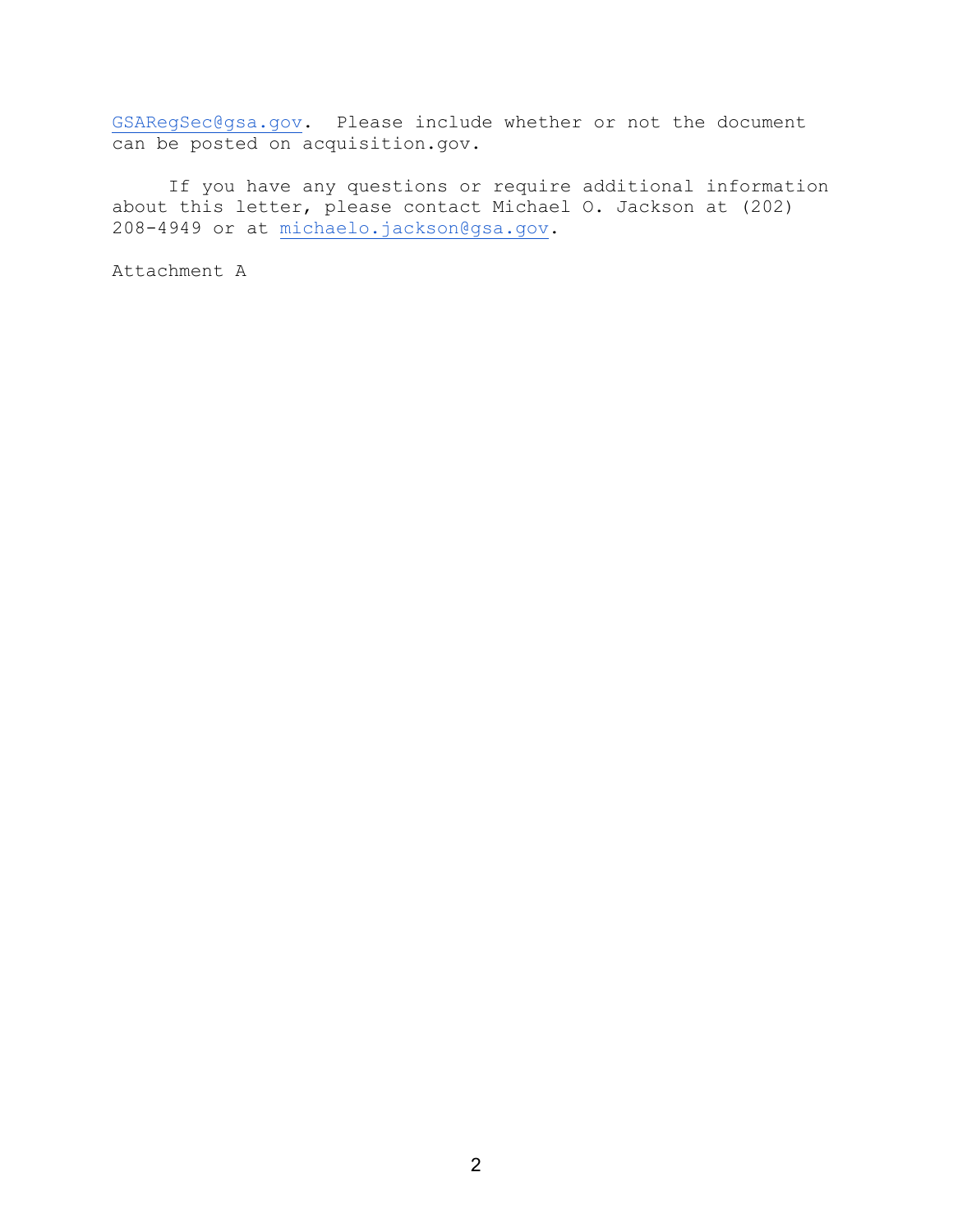GSARegSec@gsa.gov. Please include whether or not the document can be posted on acquisition.gov.

If you have any questions or require additional information about this letter, please contact Michael O. Jackson at (202) 208-4949 or at michaelo.jackson@gsa.gov.

Attachment A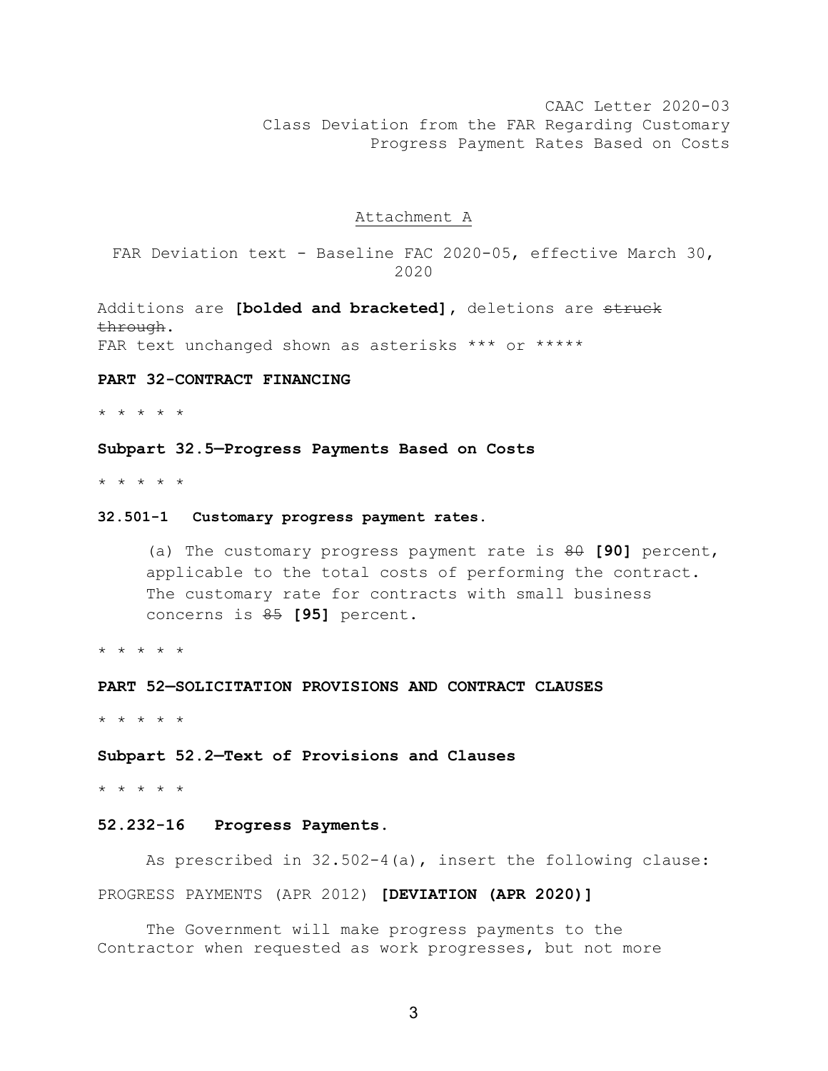CAAC Letter 2020-03
Class Deviation from the FAR Regarding Customary Progress Payment Rates Based on Costs

Attachment A

FAR Deviation text - Baseline FAC 2020-05, effective March 30, 2020

Additions are **[bolded and bracketed]**, deletions are ~~struck through~~.
FAR text unchanged shown as asterisks *** or *****

**PART 32-CONTRACT FINANCING**

* * * * *

**Subpart 32.5—Progress Payments Based on Costs**

* * * * *

**32.501-1 Customary progress payment rates.**

(a) The customary progress payment rate is ~~80~~ **[90]** percent, applicable to the total costs of performing the contract. The customary rate for contracts with small business concerns is ~~85~~ **[95]** percent.

* * * * *

**PART 52—SOLICITATION PROVISIONS AND CONTRACT CLAUSES**

* * * * *

**Subpart 52.2—Text of Provisions and Clauses**

* * * * *

**52.232-16 Progress Payments.**

As prescribed in 32.502-4(a), insert the following clause:

PROGRESS PAYMENTS (APR 2012) **[DEVIATION (APR 2020)]**

The Government will make progress payments to the Contractor when requested as work progresses, but not more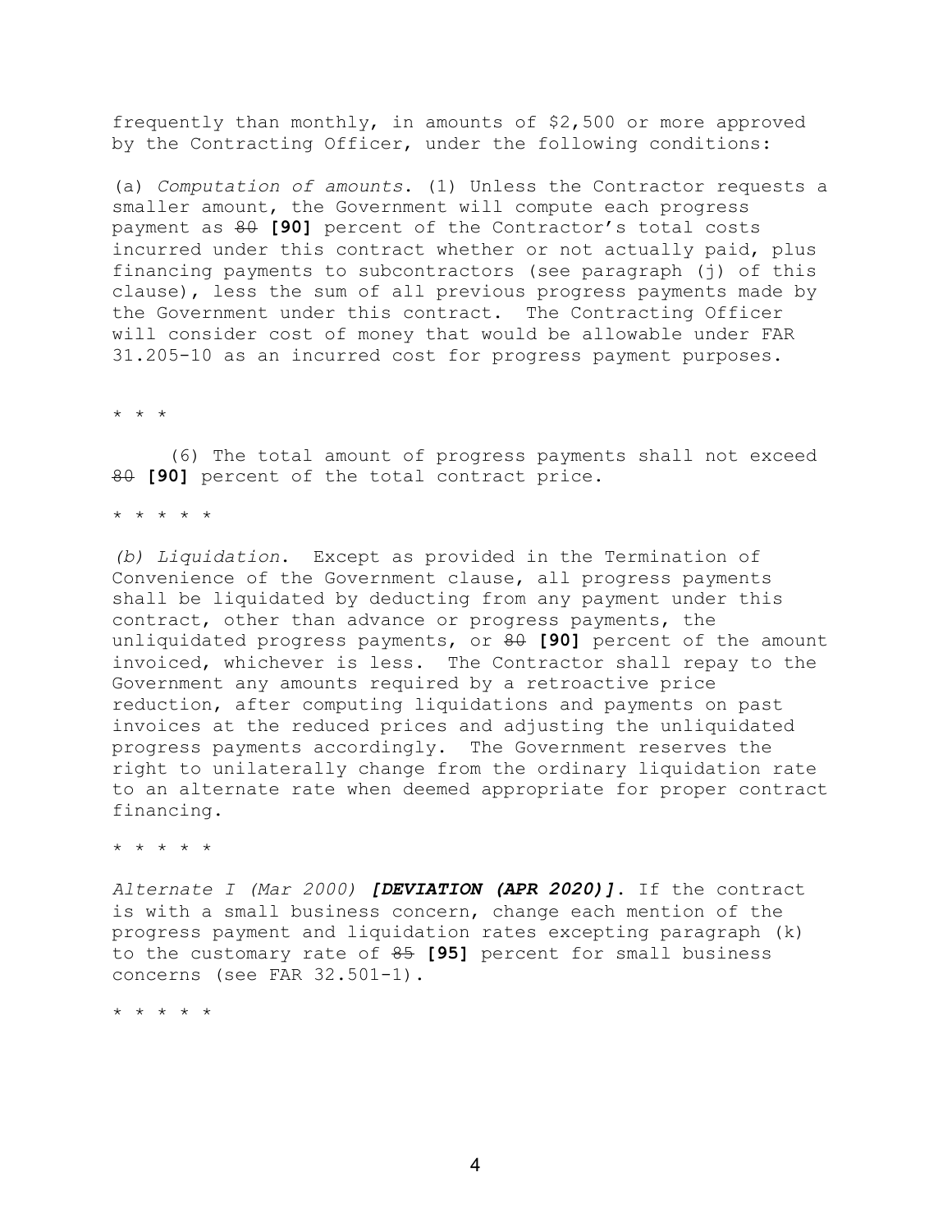frequently than monthly, in amounts of $2,500 or more approved by the Contracting Officer, under the following conditions:

(a) *Computation of amounts*. (1) Unless the Contractor requests a smaller amount, the Government will compute each progress payment as ~~80~~ **[90]** percent of the Contractor's total costs incurred under this contract whether or not actually paid, plus financing payments to subcontractors (see paragraph (j) of this clause), less the sum of all previous progress payments made by the Government under this contract. The Contracting Officer will consider cost of money that would be allowable under FAR 31.205-10 as an incurred cost for progress payment purposes.

\* \* \*

(6) The total amount of progress payments shall not exceed ~~80~~ **[90]** percent of the total contract price.

\* \* \* \* \*

*(b) Liquidation*. Except as provided in the Termination of Convenience of the Government clause, all progress payments shall be liquidated by deducting from any payment under this contract, other than advance or progress payments, the unliquidated progress payments, or ~~80~~ **[90]** percent of the amount invoiced, whichever is less. The Contractor shall repay to the Government any amounts required by a retroactive price reduction, after computing liquidations and payments on past invoices at the reduced prices and adjusting the unliquidated progress payments accordingly. The Government reserves the right to unilaterally change from the ordinary liquidation rate to an alternate rate when deemed appropriate for proper contract financing.

\* \* \* \* \*

*Alternate I (Mar 2000)* ***[DEVIATION (APR 2020)]***. If the contract is with a small business concern, change each mention of the progress payment and liquidation rates excepting paragraph (k) to the customary rate of ~~85~~ **[95]** percent for small business concerns (see FAR 32.501-1).

\* \* \* \* \*